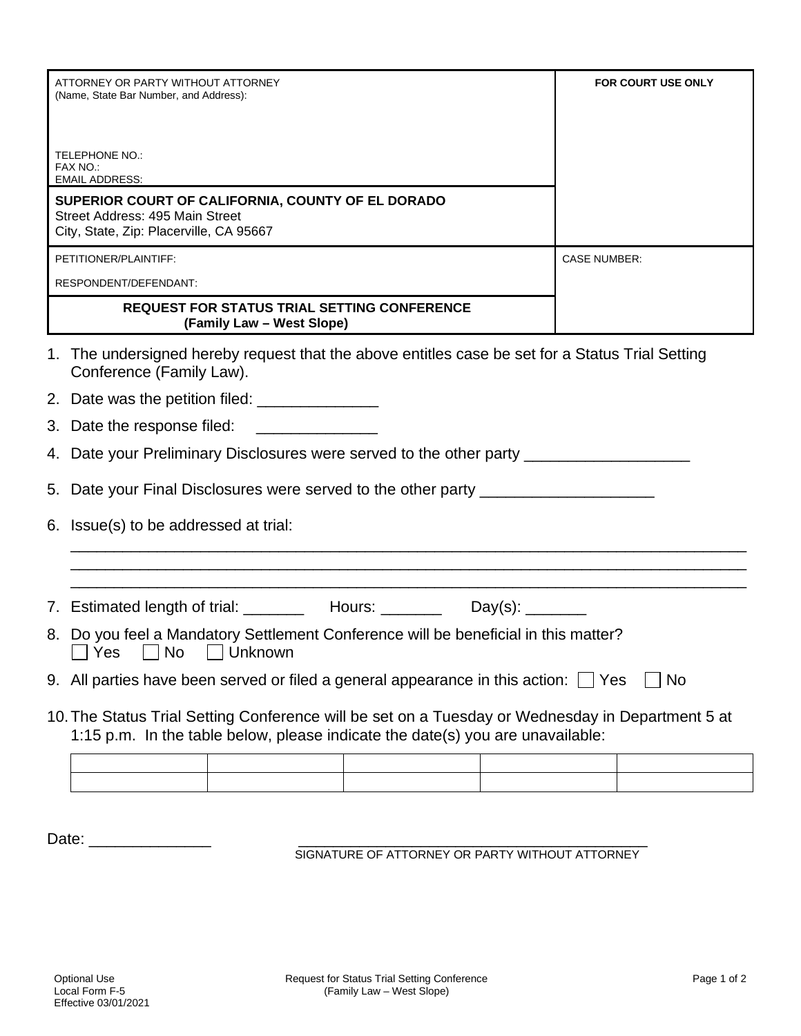| ATTORNEY OR PARTY WITHOUT ATTORNEY (Name, State Bar Number, and Address): <br><br> TELEPHONE NO.: <br> FAX NO.: <br> EMAIL ADDRESS: | **FOR COURT USE ONLY** |
|---|---|
| **SUPERIOR COURT OF CALIFORNIA, COUNTY OF EL DORADO** <br> Street Address: 495 Main Street <br> City, State, Zip: Placerville, CA 95667 | |
| PETITIONER/PLAINTIFF: <br><br> RESPONDENT/DEFENDANT: | CASE NUMBER: |
| **REQUEST FOR STATUS TRIAL SETTING CONFERENCE** <br> **(Family Law – West Slope)** | |

1. The undersigned hereby request that the above entitles case be set for a Status Trial Setting Conference (Family Law).
2. Date was the petition filed: ______________
3. Date the response filed: ______________
4. Date your Preliminary Disclosures were served to the other party ___________________
5. Date your Final Disclosures were served to the other party ____________________
6. Issue(s) to be addressed at trial:
   ________________________________________________________________________________
   ________________________________________________________________________________
   ________________________________________________________________________________
7. Estimated length of trial: _______ Hours: _______ Day(s): _______
8. Do you feel a Mandatory Settlement Conference will be beneficial in this matter?
   ☐ Yes ☐ No ☐ Unknown
9. All parties have been served or filed a general appearance in this action: ☐ Yes ☐ No
10. The Status Trial Setting Conference will be set on a Tuesday or Wednesday in Department 5 at 1:15 p.m. In the table below, please indicate the date(s) you are unavailable:

| | | | | |
|---|---|---|---|---|
| | | | | |

Date: ______________ ____________________________________________
SIGNATURE OF ATTORNEY OR PARTY WITHOUT ATTORNEY

Optional Use
Local Form F-5
Effective 03/01/2021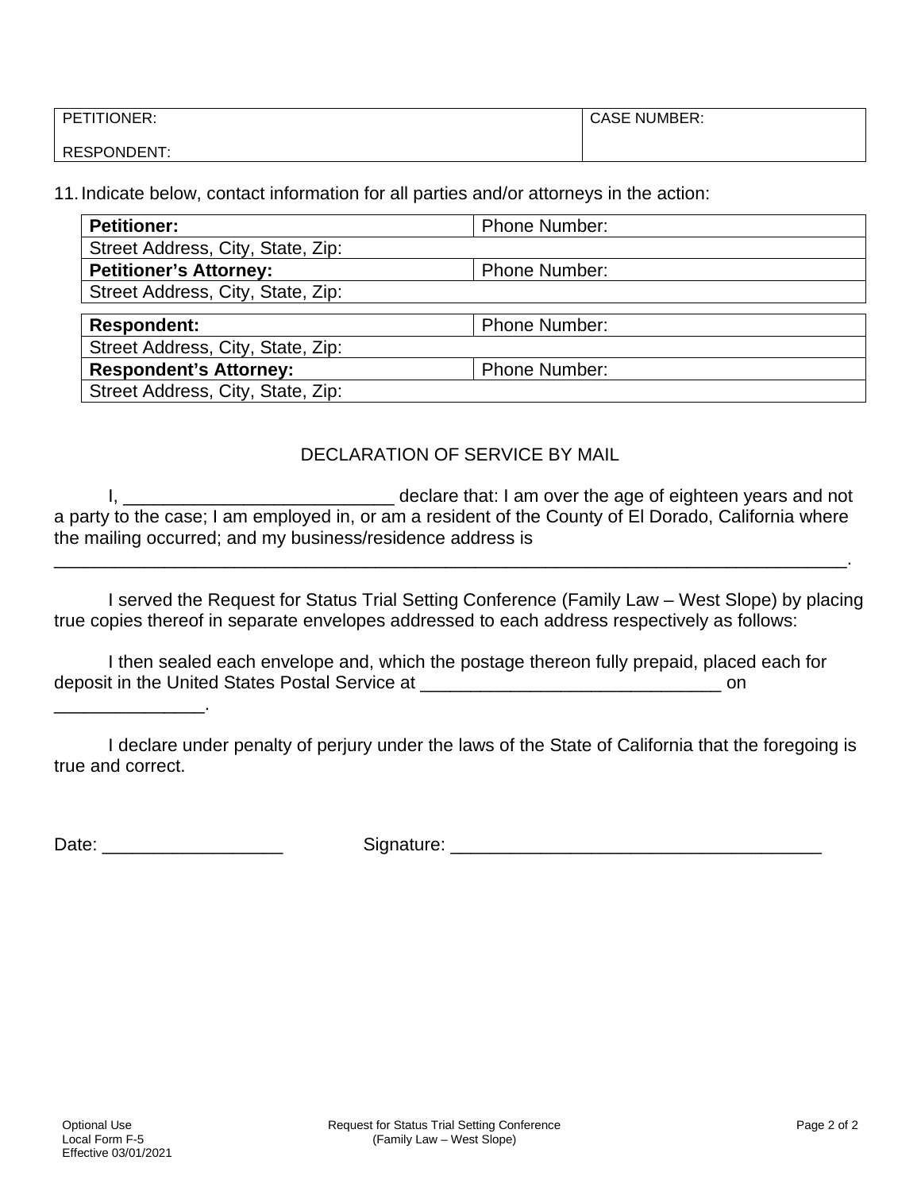| | |
|---|---|
| PETITIONER:<br><br>RESPONDENT: | CASE NUMBER: |

11. Indicate below, contact information for all parties and/or attorneys in the action:

| | |
|---|---|
| **Petitioner:** | Phone Number: |
| Street Address, City, State, Zip: | |
| **Petitioner's Attorney:** | Phone Number: |
| Street Address, City, State, Zip: | |

| | |
|---|---|
| **Respondent:** | Phone Number: |
| Street Address, City, State, Zip: | |
| **Respondent's Attorney:** | Phone Number: |
| Street Address, City, State, Zip: | |

## DECLARATION OF SERVICE BY MAIL

I, ___________________________ declare that: I am over the age of eighteen years and not a party to the case; I am employed in, or am a resident of the County of El Dorado, California where the mailing occurred; and my business/residence address is ________________________________________________________________________________.

I served the Request for Status Trial Setting Conference (Family Law – West Slope) by placing true copies thereof in separate envelopes addressed to each address respectively as follows:

I then sealed each envelope and, which the postage thereon fully prepaid, placed each for deposit in the United States Postal Service at ______________________________ on _______________.

I declare under penalty of perjury under the laws of the State of California that the foregoing is true and correct.

Date: __________________ Signature: _____________________________________

Optional Use
Local Form F-5
Effective 03/01/2021

Request for Status Trial Setting Conference
(Family Law – West Slope)